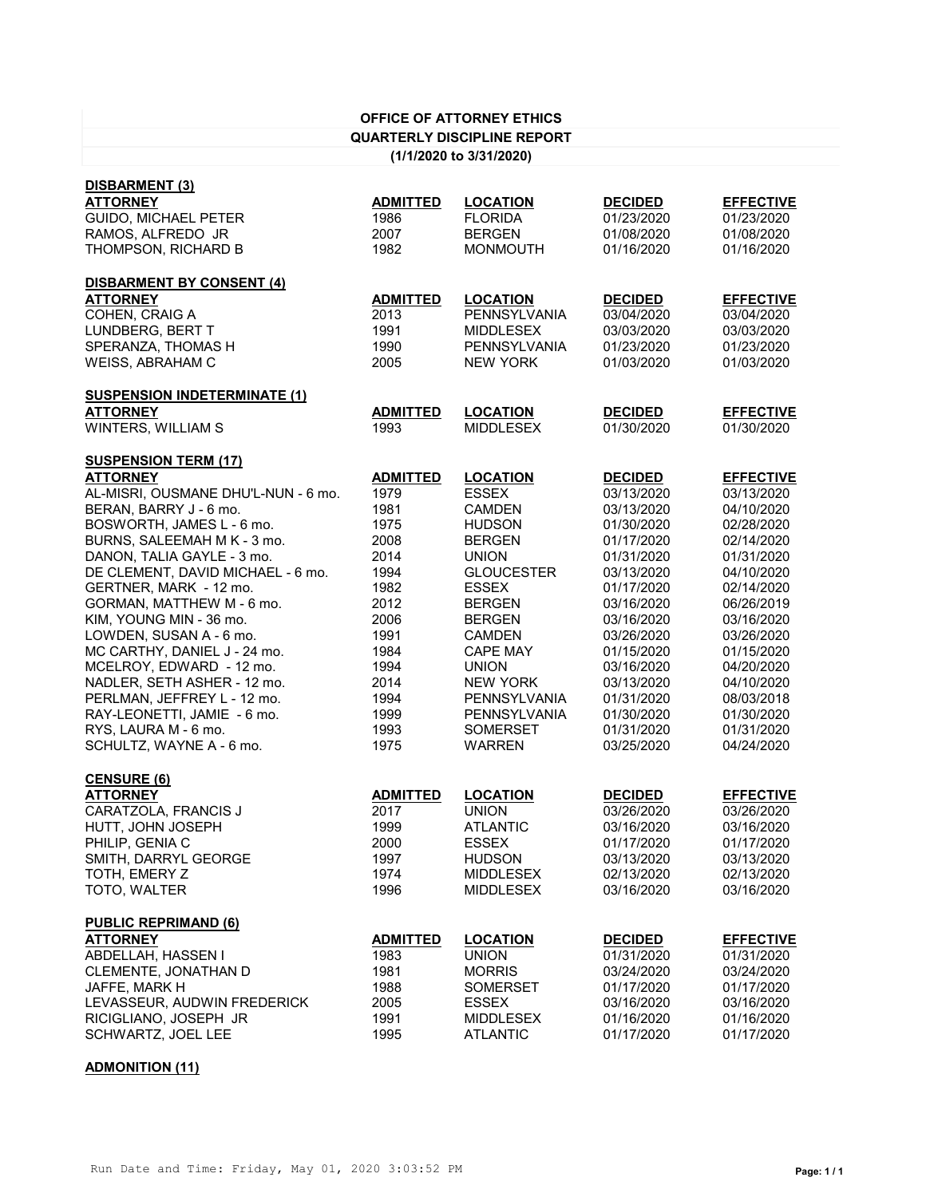# OFFICE OF ATTORNEY ETHICS

## QUARTERLY DISCIPLINE REPORT

### (1/1/2020 to 3/31/2020)

**DISBARMENT (3)**

| ATTORNEY | ADMITTED | LOCATION | DECIDED | EFFECTIVE |
|---|---|---|---|---|
| GUIDO, MICHAEL PETER | 1986 | FLORIDA | 01/23/2020 | 01/23/2020 |
| RAMOS, ALFREDO JR | 2007 | BERGEN | 01/08/2020 | 01/08/2020 |
| THOMPSON, RICHARD B | 1982 | MONMOUTH | 01/16/2020 | 01/16/2020 |

**DISBARMENT BY CONSENT (4)**

| ATTORNEY | ADMITTED | LOCATION | DECIDED | EFFECTIVE |
|---|---|---|---|---|
| COHEN, CRAIG A | 2013 | PENNSYLVANIA | 03/04/2020 | 03/04/2020 |
| LUNDBERG, BERT T | 1991 | MIDDLESEX | 03/03/2020 | 03/03/2020 |
| SPERANZA, THOMAS H | 1990 | PENNSYLVANIA | 01/23/2020 | 01/23/2020 |
| WEISS, ABRAHAM C | 2005 | NEW YORK | 01/03/2020 | 01/03/2020 |

**SUSPENSION INDETERMINATE (1)**

| ATTORNEY | ADMITTED | LOCATION | DECIDED | EFFECTIVE |
|---|---|---|---|---|
| WINTERS, WILLIAM S | 1993 | MIDDLESEX | 01/30/2020 | 01/30/2020 |

**SUSPENSION TERM (17)**

| ATTORNEY | ADMITTED | LOCATION | DECIDED | EFFECTIVE |
|---|---|---|---|---|
| AL-MISRI, OUSMANE DHU'L-NUN - 6 mo. | 1979 | ESSEX | 03/13/2020 | 03/13/2020 |
| BERAN, BARRY J - 6 mo. | 1981 | CAMDEN | 03/13/2020 | 04/10/2020 |
| BOSWORTH, JAMES L - 6 mo. | 1975 | HUDSON | 01/30/2020 | 02/28/2020 |
| BURNS, SALEEMAH M K - 3 mo. | 2008 | BERGEN | 01/17/2020 | 02/14/2020 |
| DANON, TALIA GAYLE - 3 mo. | 2014 | UNION | 01/31/2020 | 01/31/2020 |
| DE CLEMENT, DAVID MICHAEL - 6 mo. | 1994 | GLOUCESTER | 03/13/2020 | 04/10/2020 |
| GERTNER, MARK - 12 mo. | 1982 | ESSEX | 01/17/2020 | 02/14/2020 |
| GORMAN, MATTHEW M - 6 mo. | 2012 | BERGEN | 03/16/2020 | 06/26/2019 |
| KIM, YOUNG MIN - 36 mo. | 2006 | BERGEN | 03/16/2020 | 03/16/2020 |
| LOWDEN, SUSAN A - 6 mo. | 1991 | CAMDEN | 03/26/2020 | 03/26/2020 |
| MC CARTHY, DANIEL J - 24 mo. | 1984 | CAPE MAY | 01/15/2020 | 01/15/2020 |
| MCELROY, EDWARD - 12 mo. | 1994 | UNION | 03/16/2020 | 04/20/2020 |
| NADLER, SETH ASHER - 12 mo. | 2014 | NEW YORK | 03/13/2020 | 04/10/2020 |
| PERLMAN, JEFFREY L - 12 mo. | 1994 | PENNSYLVANIA | 01/31/2020 | 08/03/2018 |
| RAY-LEONETTI, JAMIE - 6 mo. | 1999 | PENNSYLVANIA | 01/30/2020 | 01/30/2020 |
| RYS, LAURA M - 6 mo. | 1993 | SOMERSET | 01/31/2020 | 01/31/2020 |
| SCHULTZ, WAYNE A - 6 mo. | 1975 | WARREN | 03/25/2020 | 04/24/2020 |

**CENSURE (6)**

| ATTORNEY | ADMITTED | LOCATION | DECIDED | EFFECTIVE |
|---|---|---|---|---|
| CARATZOLA, FRANCIS J | 2017 | UNION | 03/26/2020 | 03/26/2020 |
| HUTT, JOHN JOSEPH | 1999 | ATLANTIC | 03/16/2020 | 03/16/2020 |
| PHILIP, GENIA C | 2000 | ESSEX | 01/17/2020 | 01/17/2020 |
| SMITH, DARRYL GEORGE | 1997 | HUDSON | 03/13/2020 | 03/13/2020 |
| TOTH, EMERY Z | 1974 | MIDDLESEX | 02/13/2020 | 02/13/2020 |
| TOTO, WALTER | 1996 | MIDDLESEX | 03/16/2020 | 03/16/2020 |

**PUBLIC REPRIMAND (6)**

| ATTORNEY | ADMITTED | LOCATION | DECIDED | EFFECTIVE |
|---|---|---|---|---|
| ABDELLAH, HASSEN I | 1983 | UNION | 01/31/2020 | 01/31/2020 |
| CLEMENTE, JONATHAN D | 1981 | MORRIS | 03/24/2020 | 03/24/2020 |
| JAFFE, MARK H | 1988 | SOMERSET | 01/17/2020 | 01/17/2020 |
| LEVASSEUR, AUDWIN FREDERICK | 2005 | ESSEX | 03/16/2020 | 03/16/2020 |
| RICIGLIANO, JOSEPH JR | 1991 | MIDDLESEX | 01/16/2020 | 01/16/2020 |
| SCHWARTZ, JOEL LEE | 1995 | ATLANTIC | 01/17/2020 | 01/17/2020 |

**ADMONITION (11)**

Run Date and Time: Friday, May 01, 2020 3:03:52 PM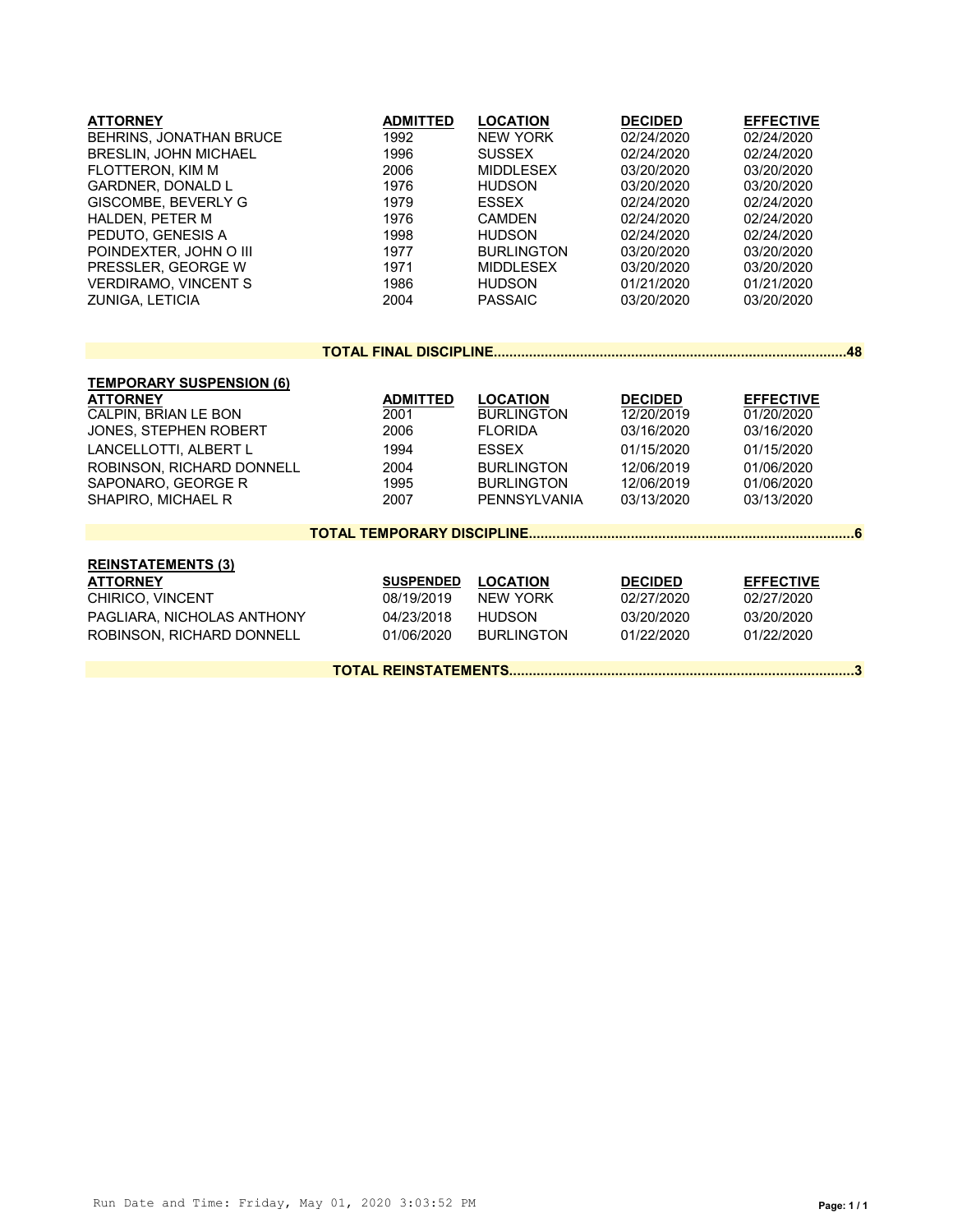| ATTORNEY | ADMITTED | LOCATION | DECIDED | EFFECTIVE |
|---|---|---|---|---|
| BEHRINS, JONATHAN BRUCE | 1992 | NEW YORK | 02/24/2020 | 02/24/2020 |
| BRESLIN, JOHN MICHAEL | 1996 | SUSSEX | 02/24/2020 | 02/24/2020 |
| FLOTTERON, KIM M | 2006 | MIDDLESEX | 03/20/2020 | 03/20/2020 |
| GARDNER, DONALD L | 1976 | HUDSON | 03/20/2020 | 03/20/2020 |
| GISCOMBE, BEVERLY G | 1979 | ESSEX | 02/24/2020 | 02/24/2020 |
| HALDEN, PETER M | 1976 | CAMDEN | 02/24/2020 | 02/24/2020 |
| PEDUTO, GENESIS A | 1998 | HUDSON | 02/24/2020 | 02/24/2020 |
| POINDEXTER, JOHN O III | 1977 | BURLINGTON | 03/20/2020 | 03/20/2020 |
| PRESSLER, GEORGE W | 1971 | MIDDLESEX | 03/20/2020 | 03/20/2020 |
| VERDIRAMO, VINCENT S | 1986 | HUDSON | 01/21/2020 | 01/21/2020 |
| ZUNIGA, LETICIA | 2004 | PASSAIC | 03/20/2020 | 03/20/2020 |

**TOTAL FINAL DISCIPLINE.........................................................................................48**

**TEMPORARY SUSPENSION (6)**

| ATTORNEY | ADMITTED | LOCATION | DECIDED | EFFECTIVE |
|---|---|---|---|---|
| CALPIN, BRIAN LE BON | 2001 | BURLINGTON | 12/20/2019 | 01/20/2020 |
| JONES, STEPHEN ROBERT | 2006 | FLORIDA | 03/16/2020 | 03/16/2020 |
| LANCELLOTTI, ALBERT L | 1994 | ESSEX | 01/15/2020 | 01/15/2020 |
| ROBINSON, RICHARD DONNELL | 2004 | BURLINGTON | 12/06/2019 | 01/06/2020 |
| SAPONARO, GEORGE R | 1995 | BURLINGTON | 12/06/2019 | 01/06/2020 |
| SHAPIRO, MICHAEL R | 2007 | PENNSYLVANIA | 03/13/2020 | 03/13/2020 |

**TOTAL TEMPORARY DISCIPLINE..................................................................................6**

**REINSTATEMENTS (3)**

| ATTORNEY | SUSPENDED | LOCATION | DECIDED | EFFECTIVE |
|---|---|---|---|---|
| CHIRICO, VINCENT | 08/19/2019 | NEW YORK | 02/27/2020 | 02/27/2020 |
| PAGLIARA, NICHOLAS ANTHONY | 04/23/2018 | HUDSON | 03/20/2020 | 03/20/2020 |
| ROBINSON, RICHARD DONNELL | 01/06/2020 | BURLINGTON | 01/22/2020 | 01/22/2020 |

**TOTAL REINSTATEMENTS.......................................................................................3**

Run Date and Time: Friday, May 01, 2020 3:03:52 PM